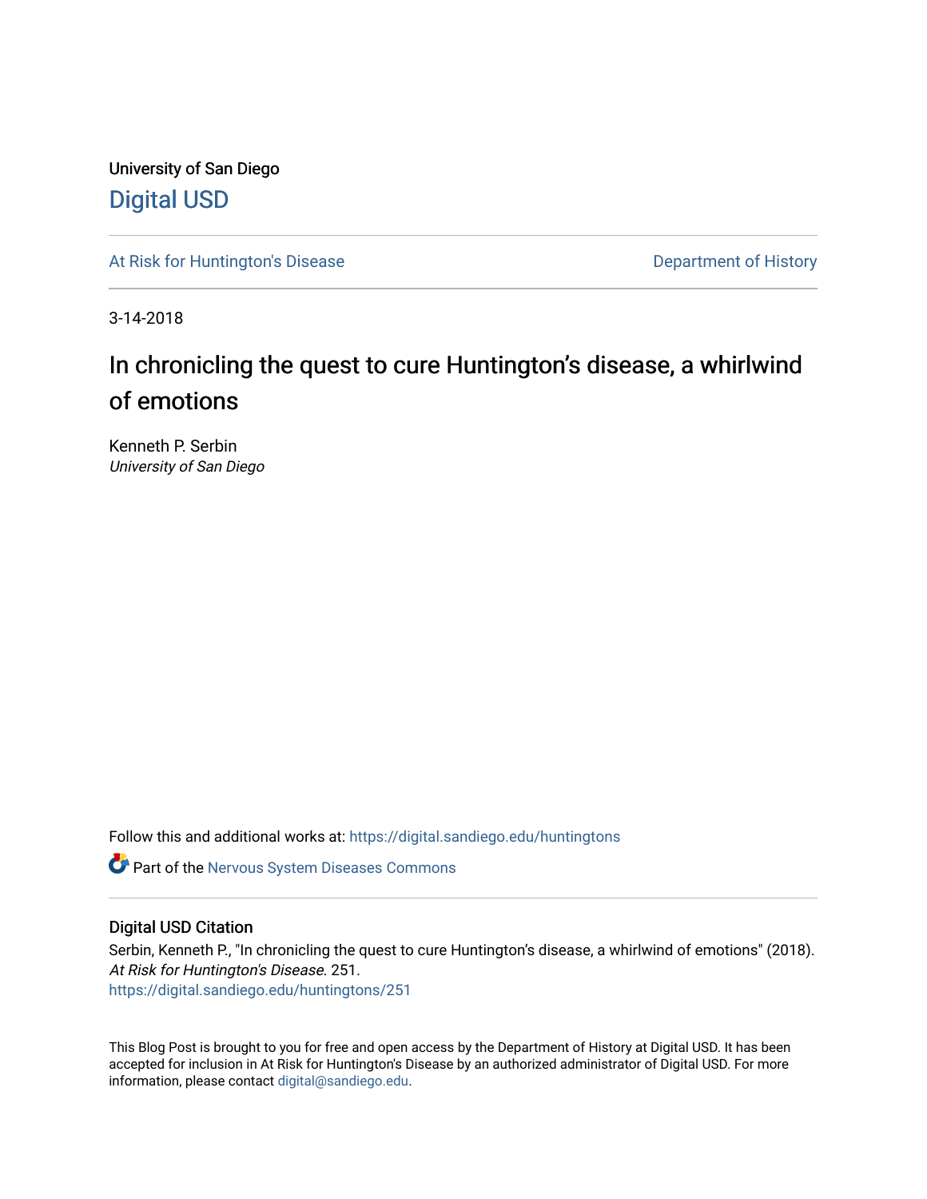University of San Diego

Digital USD

At Risk for Huntington's Disease

Department of History

3-14-2018

# In chronicling the quest to cure Huntington's disease, a whirlwind of emotions

Kenneth P. Serbin
*University of San Diego*

Follow this and additional works at: https://digital.sandiego.edu/huntingtons

Part of the Nervous System Diseases Commons

## Digital USD Citation

Serbin, Kenneth P., "In chronicling the quest to cure Huntington's disease, a whirlwind of emotions" (2018). *At Risk for Huntington's Disease*. 251.
https://digital.sandiego.edu/huntingtons/251

This Blog Post is brought to you for free and open access by the Department of History at Digital USD. It has been accepted for inclusion in At Risk for Huntington's Disease by an authorized administrator of Digital USD. For more information, please contact digital@sandiego.edu.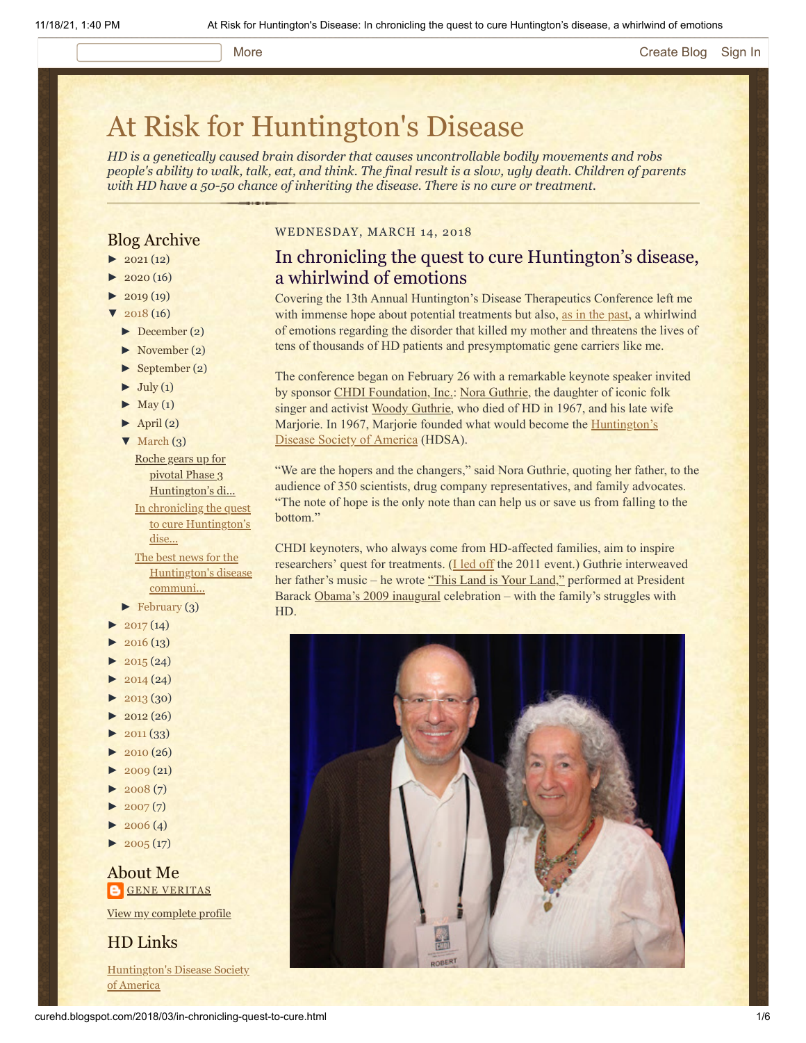# At Risk for Huntington's Disease

*HD is a genetically caused brain disorder that causes uncontrollable bodily movements and robs people's ability to walk, talk, eat, and think. The final result is a slow, ugly death. Children of parents with HD have a 50-50 chance of inheriting the disease. There is no cure or treatment.*

## Blog Archive

- ► 2021 (12)
- ► 2020 (16)
- ► 2019 (19)
- ▼ 2018 (16)
  - ► December (2)
  - ► November (2)
  - ► September (2)
  - ► July (1)
  - ► May (1)
  - ► April (2)
  - ▼ March (3)
    - Roche gears up for pivotal Phase 3 Huntington's di...
    - In chronicling the quest to cure Huntington's dise...
    - The best news for the Huntington's disease communi...
  - ► February (3)
- ► 2017 (14)
- ► 2016 (13)
- ► 2015 (24)
- ► 2014 (24)
- ► 2013 (30)
- ► 2012 (26)
- ► 2011 (33)
- ► 2010 (26)
- ► 2009 (21)
- ► 2008 (7)
- ► 2007 (7)
- ► 2006 (4)
- ► 2005 (17)

## About Me

GENE VERITAS

View my complete profile

## HD Links

Huntington's Disease Society of America

WEDNESDAY, MARCH 14, 2018

## In chronicling the quest to cure Huntington's disease, a whirlwind of emotions

Covering the 13th Annual Huntington's Disease Therapeutics Conference left me with immense hope about potential treatments but also, as in the past, a whirlwind of emotions regarding the disorder that killed my mother and threatens the lives of tens of thousands of HD patients and presymptomatic gene carriers like me.

The conference began on February 26 with a remarkable keynote speaker invited by sponsor CHDI Foundation, Inc.: Nora Guthrie, the daughter of iconic folk singer and activist Woody Guthrie, who died of HD in 1967, and his late wife Marjorie. In 1967, Marjorie founded what would become the Huntington's Disease Society of America (HDSA).

"We are the hopers and the changers," said Nora Guthrie, quoting her father, to the audience of 350 scientists, drug company representatives, and family advocates. "The note of hope is the only note than can help us or save us from falling to the bottom."

CHDI keynoters, who always come from HD-affected families, aim to inspire researchers' quest for treatments. (I led off the 2011 event.) Guthrie interweaved her father's music – he wrote "This Land is Your Land," performed at President Barack Obama's 2009 inaugural celebration – with the family's struggles with HD.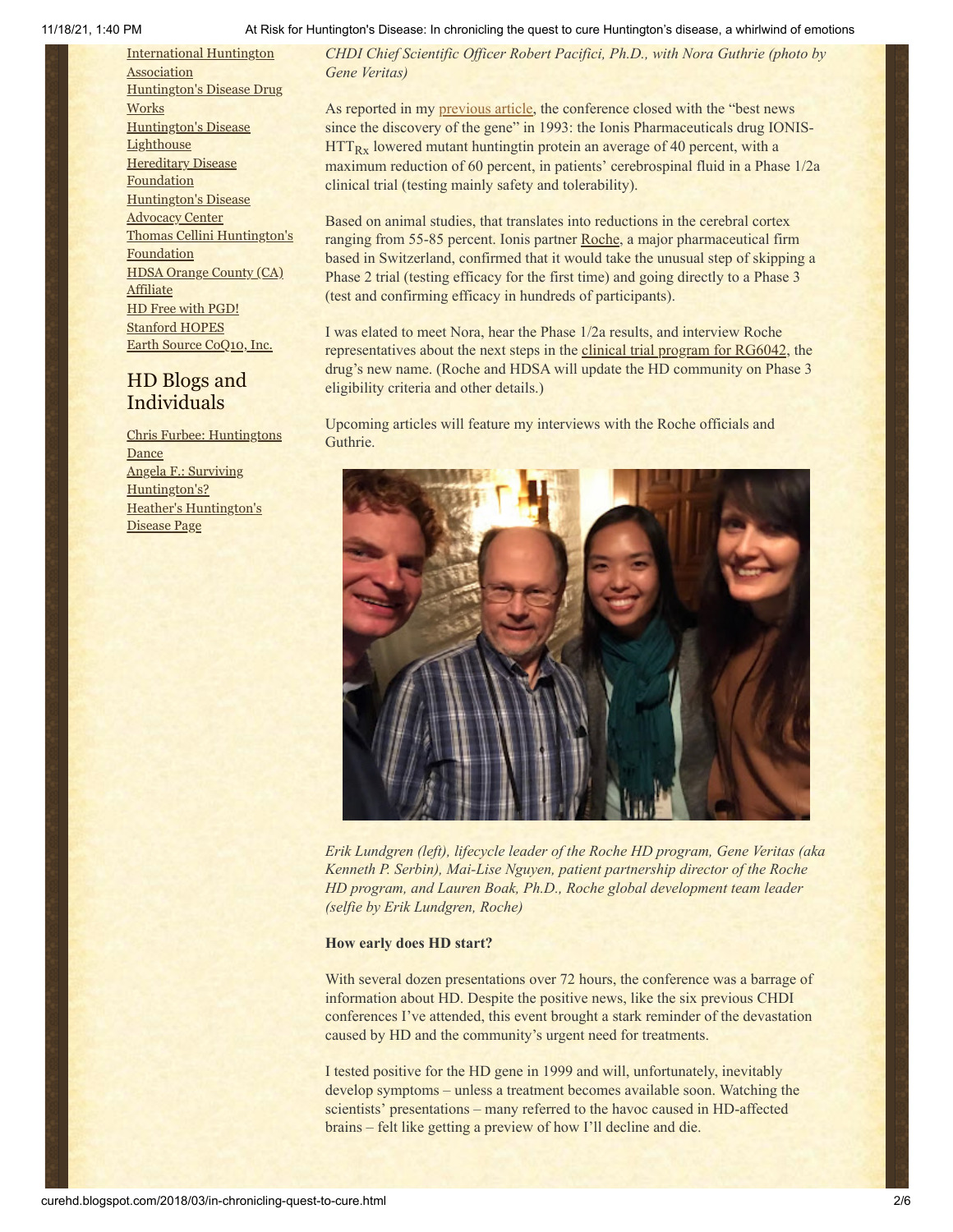- International Huntington Association
- Huntington's Disease Drug Works
- Huntington's Disease Lighthouse
- Hereditary Disease Foundation
- Huntington's Disease Advocacy Center
- Thomas Cellini Huntington's Foundation
- HDSA Orange County (CA) Affiliate
- HD Free with PGD!
- Stanford HOPES
- Earth Source CoQ10, Inc.

## HD Blogs and Individuals

- Chris Furbee: Huntingtons Dance
- Angela F.: Surviving Huntington's?
- Heather's Huntington's Disease Page

*CHDI Chief Scientific Officer Robert Pacifici, Ph.D., with Nora Guthrie (photo by Gene Veritas)*

As reported in my previous article, the conference closed with the "best news since the discovery of the gene" in 1993: the Ionis Pharmaceuticals drug IONIS-$HTT_{Rx}$ lowered mutant huntingtin protein an average of 40 percent, with a maximum reduction of 60 percent, in patients' cerebrospinal fluid in a Phase 1/2a clinical trial (testing mainly safety and tolerability).

Based on animal studies, that translates into reductions in the cerebral cortex ranging from 55-85 percent. Ionis partner Roche, a major pharmaceutical firm based in Switzerland, confirmed that it would take the unusual step of skipping a Phase 2 trial (testing efficacy for the first time) and going directly to a Phase 3 (test and confirming efficacy in hundreds of participants).

I was elated to meet Nora, hear the Phase 1/2a results, and interview Roche representatives about the next steps in the clinical trial program for RG6042, the drug's new name. (Roche and HDSA will update the HD community on Phase 3 eligibility criteria and other details.)

Upcoming articles will feature my interviews with the Roche officials and Guthrie.

*Erik Lundgren (left), lifecycle leader of the Roche HD program, Gene Veritas (aka Kenneth P. Serbin), Mai-Lise Nguyen, patient partnership director of the Roche HD program, and Lauren Boak, Ph.D., Roche global development team leader (selfie by Erik Lundgren, Roche)*

**How early does HD start?**

With several dozen presentations over 72 hours, the conference was a barrage of information about HD. Despite the positive news, like the six previous CHDI conferences I've attended, this event brought a stark reminder of the devastation caused by HD and the community's urgent need for treatments.

I tested positive for the HD gene in 1999 and will, unfortunately, inevitably develop symptoms – unless a treatment becomes available soon. Watching the scientists' presentations – many referred to the havoc caused in HD-affected brains – felt like getting a preview of how I'll decline and die.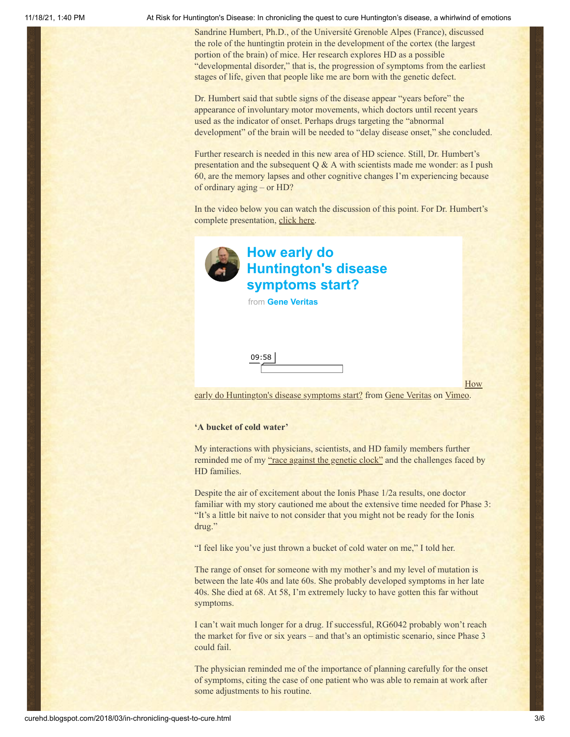Sandrine Humbert, Ph.D., of the Université Grenoble Alpes (France), discussed the role of the huntingtin protein in the development of the cortex (the largest portion of the brain) of mice. Her research explores HD as a possible "developmental disorder," that is, the progression of symptoms from the earliest stages of life, given that people like me are born with the genetic defect.

Dr. Humbert said that subtle signs of the disease appear "years before" the appearance of involuntary motor movements, which doctors until recent years used as the indicator of onset. Perhaps drugs targeting the "abnormal development" of the brain will be needed to "delay disease onset," she concluded.

Further research is needed in this new area of HD science. Still, Dr. Humbert's presentation and the subsequent Q & A with scientists made me wonder: as I push 60, are the memory lapses and other cognitive changes I'm experiencing because of ordinary aging – or HD?

In the video below you can watch the discussion of this point. For Dr. Humbert's complete presentation, click here.

**How early do Huntington's disease symptoms start?**

from **Gene Veritas**

09:58

How early do Huntington's disease symptoms start? from Gene Veritas on Vimeo.

**'A bucket of cold water'**

My interactions with physicians, scientists, and HD family members further reminded me of my "race against the genetic clock" and the challenges faced by HD families.

Despite the air of excitement about the Ionis Phase 1/2a results, one doctor familiar with my story cautioned me about the extensive time needed for Phase 3: "It's a little bit naive to not consider that you might not be ready for the Ionis drug."

"I feel like you've just thrown a bucket of cold water on me," I told her.

The range of onset for someone with my mother's and my level of mutation is between the late 40s and late 60s. She probably developed symptoms in her late 40s. She died at 68. At 58, I'm extremely lucky to have gotten this far without symptoms.

I can't wait much longer for a drug. If successful, RG6042 probably won't reach the market for five or six years – and that's an optimistic scenario, since Phase 3 could fail.

The physician reminded me of the importance of planning carefully for the onset of symptoms, citing the case of one patient who was able to remain at work after some adjustments to his routine.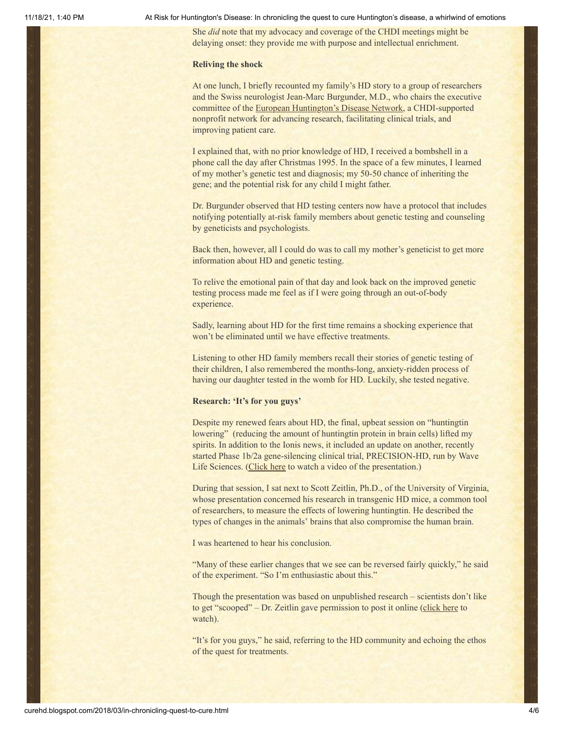She *did* note that my advocacy and coverage of the CHDI meetings might be delaying onset: they provide me with purpose and intellectual enrichment.

**Reliving the shock**

At one lunch, I briefly recounted my family's HD story to a group of researchers and the Swiss neurologist Jean-Marc Burgunder, M.D., who chairs the executive committee of the European Huntington's Disease Network, a CHDI-supported nonprofit network for advancing research, facilitating clinical trials, and improving patient care.

I explained that, with no prior knowledge of HD, I received a bombshell in a phone call the day after Christmas 1995. In the space of a few minutes, I learned of my mother's genetic test and diagnosis; my 50-50 chance of inheriting the gene; and the potential risk for any child I might father.

Dr. Burgunder observed that HD testing centers now have a protocol that includes notifying potentially at-risk family members about genetic testing and counseling by geneticists and psychologists.

Back then, however, all I could do was to call my mother's geneticist to get more information about HD and genetic testing.

To relive the emotional pain of that day and look back on the improved genetic testing process made me feel as if I were going through an out-of-body experience.

Sadly, learning about HD for the first time remains a shocking experience that won't be eliminated until we have effective treatments.

Listening to other HD family members recall their stories of genetic testing of their children, I also remembered the months-long, anxiety-ridden process of having our daughter tested in the womb for HD. Luckily, she tested negative.

**Research: 'It's for you guys'**

Despite my renewed fears about HD, the final, upbeat session on "huntingtin lowering" (reducing the amount of huntingtin protein in brain cells) lifted my spirits. In addition to the Ionis news, it included an update on another, recently started Phase 1b/2a gene-silencing clinical trial, PRECISION-HD, run by Wave Life Sciences. (Click here to watch a video of the presentation.)

During that session, I sat next to Scott Zeitlin, Ph.D., of the University of Virginia, whose presentation concerned his research in transgenic HD mice, a common tool of researchers, to measure the effects of lowering huntingtin. He described the types of changes in the animals' brains that also compromise the human brain.

I was heartened to hear his conclusion.

"Many of these earlier changes that we see can be reversed fairly quickly," he said of the experiment. "So I'm enthusiastic about this."

Though the presentation was based on unpublished research – scientists don't like to get "scooped" – Dr. Zeitlin gave permission to post it online (click here to watch).

"It's for you guys," he said, referring to the HD community and echoing the ethos of the quest for treatments.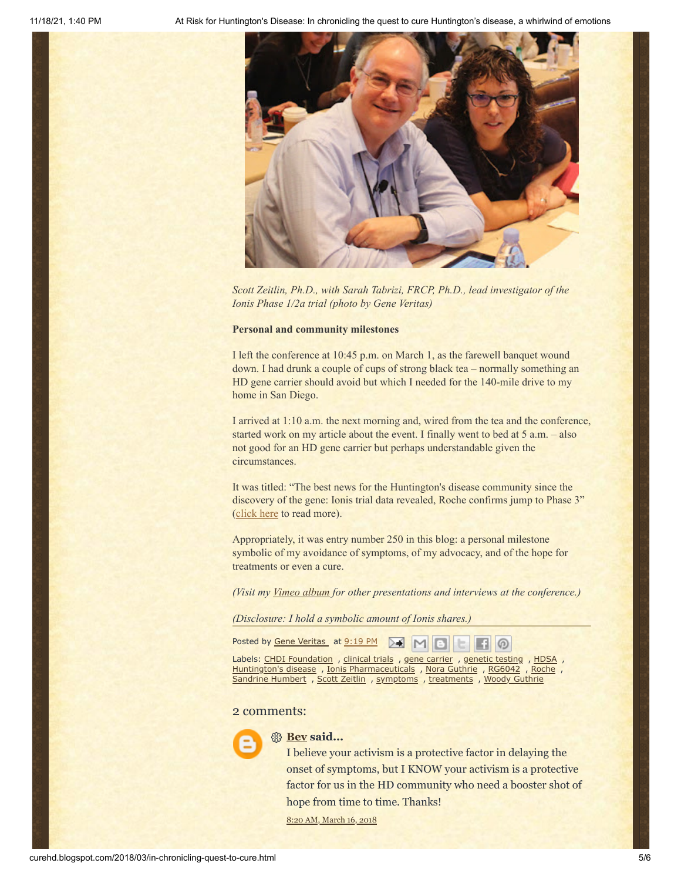*Scott Zeitlin, Ph.D., with Sarah Tabrizi, FRCP, Ph.D., lead investigator of the Ionis Phase 1/2a trial (photo by Gene Veritas)*

**Personal and community milestones**

I left the conference at 10:45 p.m. on March 1, as the farewell banquet wound down. I had drunk a couple of cups of strong black tea – normally something an HD gene carrier should avoid but which I needed for the 140-mile drive to my home in San Diego.

I arrived at 1:10 a.m. the next morning and, wired from the tea and the conference, started work on my article about the event. I finally went to bed at 5 a.m. – also not good for an HD gene carrier but perhaps understandable given the circumstances.

It was titled: "The best news for the Huntington's disease community since the discovery of the gene: Ionis trial data revealed, Roche confirms jump to Phase 3" (click here to read more).

Appropriately, it was entry number 250 in this blog: a personal milestone symbolic of my avoidance of symptoms, of my advocacy, and of the hope for treatments or even a cure.

*(Visit my Vimeo album for other presentations and interviews at the conference.)*

*(Disclosure: I hold a symbolic amount of Ionis shares.)*

Posted by Gene Veritas at 9:19 PM

Labels: CHDI Foundation , clinical trials , gene carrier , genetic testing , HDSA , Huntington's disease , Ionis Pharmaceuticals , Nora Guthrie , RG6042 , Roche , Sandrine Humbert , Scott Zeitlin , symptoms , treatments , Woody Guthrie

## 2 comments:

**Bev said...**

I believe your activism is a protective factor in delaying the onset of symptoms, but I KNOW your activism is a protective factor for us in the HD community who need a booster shot of hope from time to time. Thanks!

8:20 AM, March 16, 2018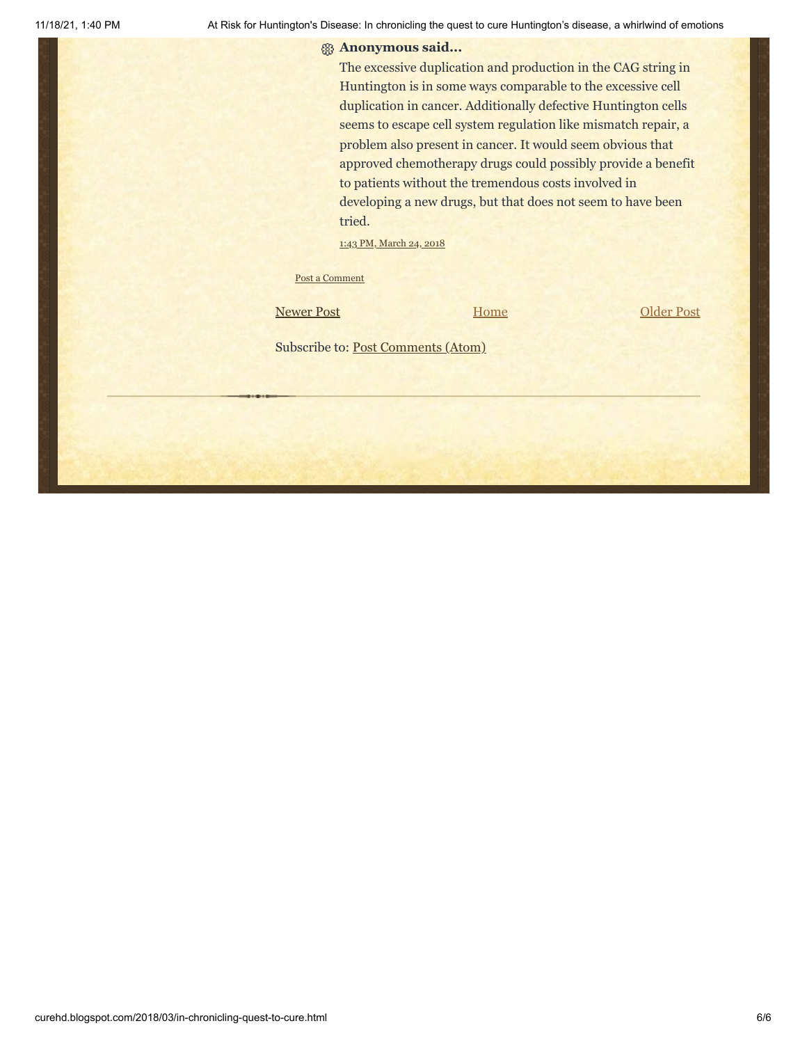**Anonymous said...**

The excessive duplication and production in the CAG string in Huntington is in some ways comparable to the excessive cell duplication in cancer. Additionally defective Huntington cells seems to escape cell system regulation like mismatch repair, a problem also present in cancer. It would seem obvious that approved chemotherapy drugs could possibly provide a benefit to patients without the tremendous costs involved in developing a new drugs, but that does not seem to have been tried.

1:43 PM, March 24, 2018

Post a Comment

Newer Post | Home | Older Post

Subscribe to: Post Comments (Atom)